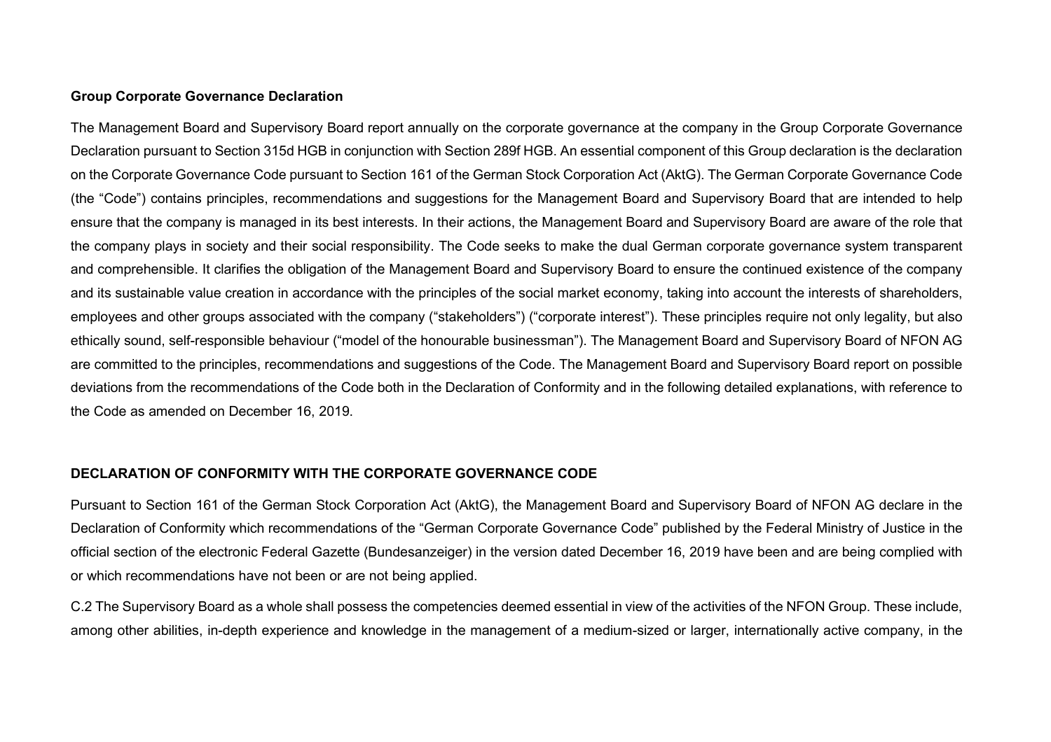**Group Corporate Governance Declaration**

The Management Board and Supervisory Board report annually on the corporate governance at the company in the Group Corporate Governance Declaration pursuant to Section 315d HGB in conjunction with Section 289f HGB. An essential component of this Group declaration is the declaration on the Corporate Governance Code pursuant to Section 161 of the German Stock Corporation Act (AktG). The German Corporate Governance Code (the "Code") contains principles, recommendations and suggestions for the Management Board and Supervisory Board that are intended to help ensure that the company is managed in its best interests. In their actions, the Management Board and Supervisory Board are aware of the role that the company plays in society and their social responsibility. The Code seeks to make the dual German corporate governance system transparent and comprehensible. It clarifies the obligation of the Management Board and Supervisory Board to ensure the continued existence of the company and its sustainable value creation in accordance with the principles of the social market economy, taking into account the interests of shareholders, employees and other groups associated with the company ("stakeholders") ("corporate interest"). These principles require not only legality, but also ethically sound, self-responsible behaviour ("model of the honourable businessman"). The Management Board and Supervisory Board of NFON AG are committed to the principles, recommendations and suggestions of the Code. The Management Board and Supervisory Board report on possible deviations from the recommendations of the Code both in the Declaration of Conformity and in the following detailed explanations, with reference to the Code as amended on December 16, 2019.

**DECLARATION OF CONFORMITY WITH THE CORPORATE GOVERNANCE CODE**

Pursuant to Section 161 of the German Stock Corporation Act (AktG), the Management Board and Supervisory Board of NFON AG declare in the Declaration of Conformity which recommendations of the "German Corporate Governance Code" published by the Federal Ministry of Justice in the official section of the electronic Federal Gazette (Bundesanzeiger) in the version dated December 16, 2019 have been and are being complied with or which recommendations have not been or are not being applied.

C.2 The Supervisory Board as a whole shall possess the competencies deemed essential in view of the activities of the NFON Group. These include, among other abilities, in-depth experience and knowledge in the management of a medium-sized or larger, internationally active company, in the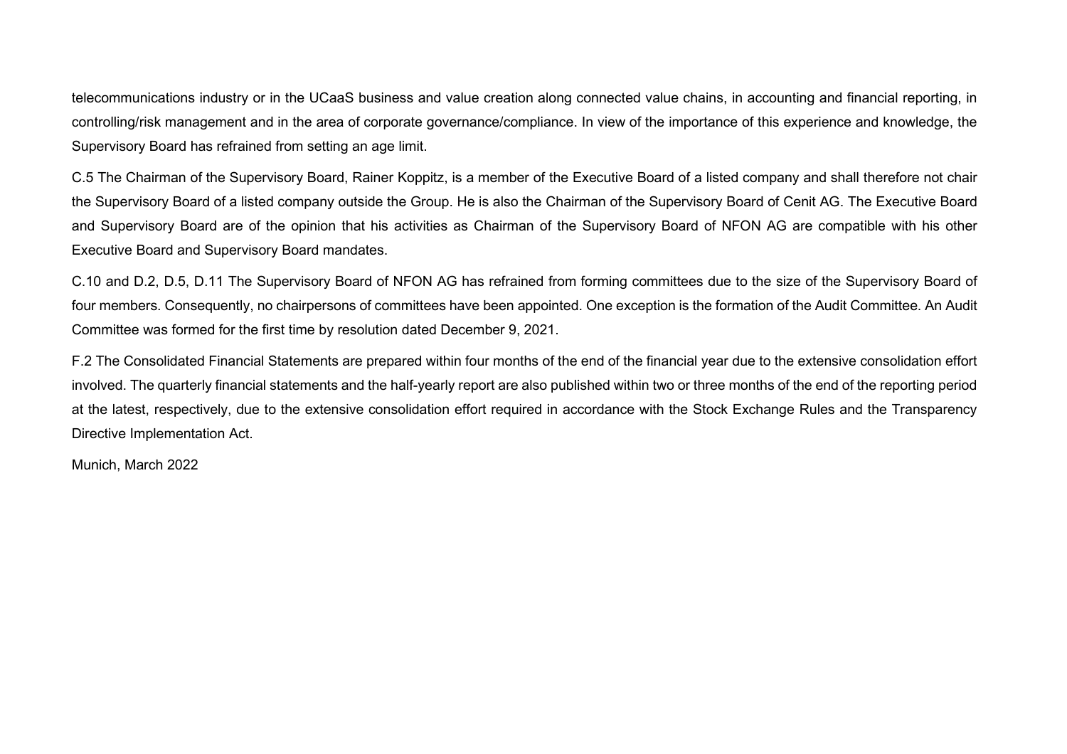telecommunications industry or in the UCaaS business and value creation along connected value chains, in accounting and financial reporting, in controlling/risk management and in the area of corporate governance/compliance. In view of the importance of this experience and knowledge, the Supervisory Board has refrained from setting an age limit.

C.5 The Chairman of the Supervisory Board, Rainer Koppitz, is a member of the Executive Board of a listed company and shall therefore not chair the Supervisory Board of a listed company outside the Group. He is also the Chairman of the Supervisory Board of Cenit AG. The Executive Board and Supervisory Board are of the opinion that his activities as Chairman of the Supervisory Board of NFON AG are compatible with his other Executive Board and Supervisory Board mandates.

C.10 and D.2, D.5, D.11 The Supervisory Board of NFON AG has refrained from forming committees due to the size of the Supervisory Board of four members. Consequently, no chairpersons of committees have been appointed. One exception is the formation of the Audit Committee. An Audit Committee was formed for the first time by resolution dated December 9, 2021.

F.2 The Consolidated Financial Statements are prepared within four months of the end of the financial year due to the extensive consolidation effort involved. The quarterly financial statements and the half-yearly report are also published within two or three months of the end of the reporting period at the latest, respectively, due to the extensive consolidation effort required in accordance with the Stock Exchange Rules and the Transparency Directive Implementation Act.

Munich, March 2022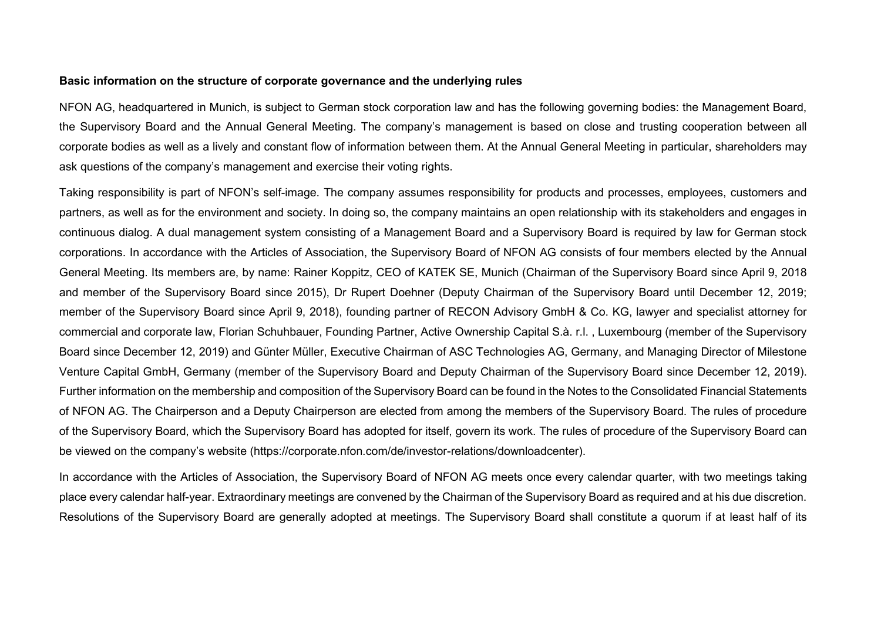**Basic information on the structure of corporate governance and the underlying rules**

NFON AG, headquartered in Munich, is subject to German stock corporation law and has the following governing bodies: the Management Board, the Supervisory Board and the Annual General Meeting. The company's management is based on close and trusting cooperation between all corporate bodies as well as a lively and constant flow of information between them. At the Annual General Meeting in particular, shareholders may ask questions of the company's management and exercise their voting rights.

Taking responsibility is part of NFON's self-image. The company assumes responsibility for products and processes, employees, customers and partners, as well as for the environment and society. In doing so, the company maintains an open relationship with its stakeholders and engages in continuous dialog. A dual management system consisting of a Management Board and a Supervisory Board is required by law for German stock corporations. In accordance with the Articles of Association, the Supervisory Board of NFON AG consists of four members elected by the Annual General Meeting. Its members are, by name: Rainer Koppitz, CEO of KATEK SE, Munich (Chairman of the Supervisory Board since April 9, 2018 and member of the Supervisory Board since 2015), Dr Rupert Doehner (Deputy Chairman of the Supervisory Board until December 12, 2019; member of the Supervisory Board since April 9, 2018), founding partner of RECON Advisory GmbH & Co. KG, lawyer and specialist attorney for commercial and corporate law, Florian Schuhbauer, Founding Partner, Active Ownership Capital S.à. r.l. , Luxembourg (member of the Supervisory Board since December 12, 2019) and Günter Müller, Executive Chairman of ASC Technologies AG, Germany, and Managing Director of Milestone Venture Capital GmbH, Germany (member of the Supervisory Board and Deputy Chairman of the Supervisory Board since December 12, 2019). Further information on the membership and composition of the Supervisory Board can be found in the Notes to the Consolidated Financial Statements of NFON AG. The Chairperson and a Deputy Chairperson are elected from among the members of the Supervisory Board. The rules of procedure of the Supervisory Board, which the Supervisory Board has adopted for itself, govern its work. The rules of procedure of the Supervisory Board can be viewed on the company's website (https://corporate.nfon.com/de/investor-relations/downloadcenter).

In accordance with the Articles of Association, the Supervisory Board of NFON AG meets once every calendar quarter, with two meetings taking place every calendar half-year. Extraordinary meetings are convened by the Chairman of the Supervisory Board as required and at his due discretion. Resolutions of the Supervisory Board are generally adopted at meetings. The Supervisory Board shall constitute a quorum if at least half of its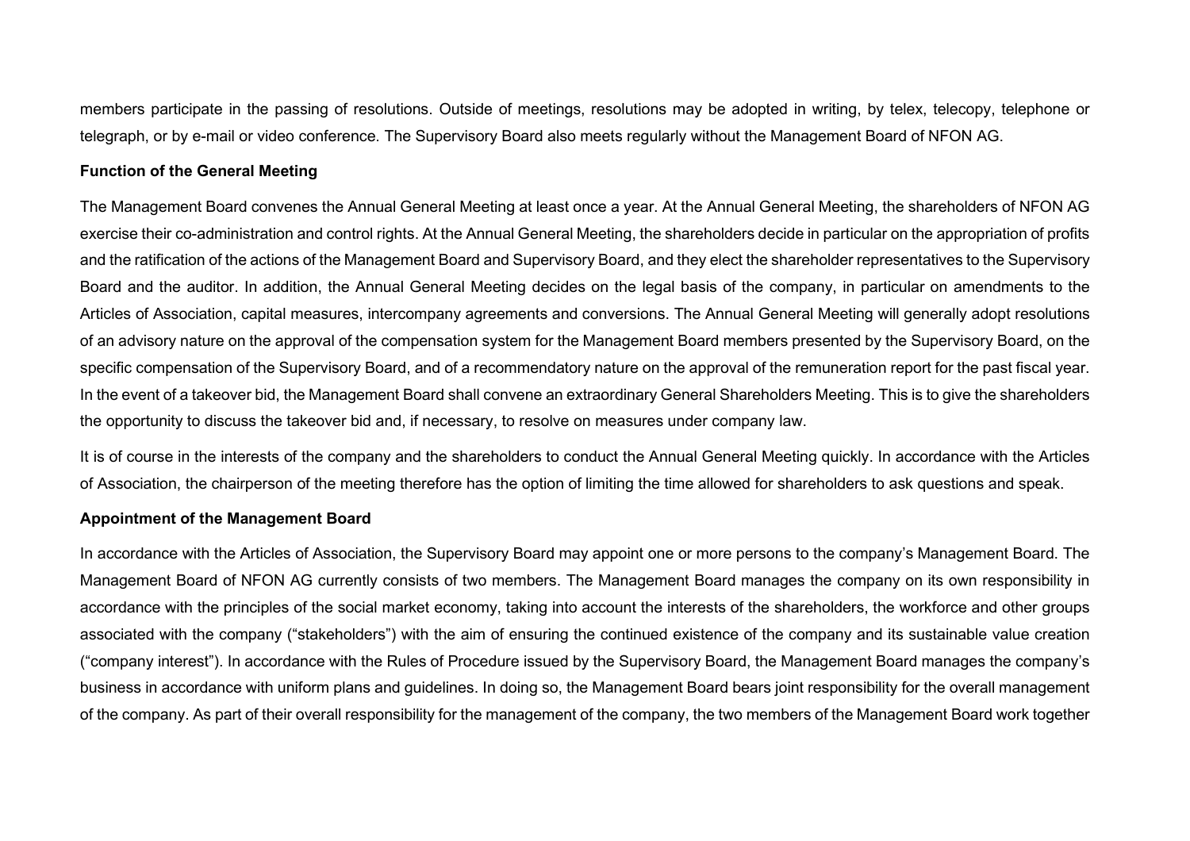members participate in the passing of resolutions. Outside of meetings, resolutions may be adopted in writing, by telex, telecopy, telephone or telegraph, or by e-mail or video conference. The Supervisory Board also meets regularly without the Management Board of NFON AG.

**Function of the General Meeting**

The Management Board convenes the Annual General Meeting at least once a year. At the Annual General Meeting, the shareholders of NFON AG exercise their co-administration and control rights. At the Annual General Meeting, the shareholders decide in particular on the appropriation of profits and the ratification of the actions of the Management Board and Supervisory Board, and they elect the shareholder representatives to the Supervisory Board and the auditor. In addition, the Annual General Meeting decides on the legal basis of the company, in particular on amendments to the Articles of Association, capital measures, intercompany agreements and conversions. The Annual General Meeting will generally adopt resolutions of an advisory nature on the approval of the compensation system for the Management Board members presented by the Supervisory Board, on the specific compensation of the Supervisory Board, and of a recommendatory nature on the approval of the remuneration report for the past fiscal year. In the event of a takeover bid, the Management Board shall convene an extraordinary General Shareholders Meeting. This is to give the shareholders the opportunity to discuss the takeover bid and, if necessary, to resolve on measures under company law.

It is of course in the interests of the company and the shareholders to conduct the Annual General Meeting quickly. In accordance with the Articles of Association, the chairperson of the meeting therefore has the option of limiting the time allowed for shareholders to ask questions and speak.

**Appointment of the Management Board**

In accordance with the Articles of Association, the Supervisory Board may appoint one or more persons to the company's Management Board. The Management Board of NFON AG currently consists of two members. The Management Board manages the company on its own responsibility in accordance with the principles of the social market economy, taking into account the interests of the shareholders, the workforce and other groups associated with the company ("stakeholders") with the aim of ensuring the continued existence of the company and its sustainable value creation ("company interest"). In accordance with the Rules of Procedure issued by the Supervisory Board, the Management Board manages the company's business in accordance with uniform plans and guidelines. In doing so, the Management Board bears joint responsibility for the overall management of the company. As part of their overall responsibility for the management of the company, the two members of the Management Board work together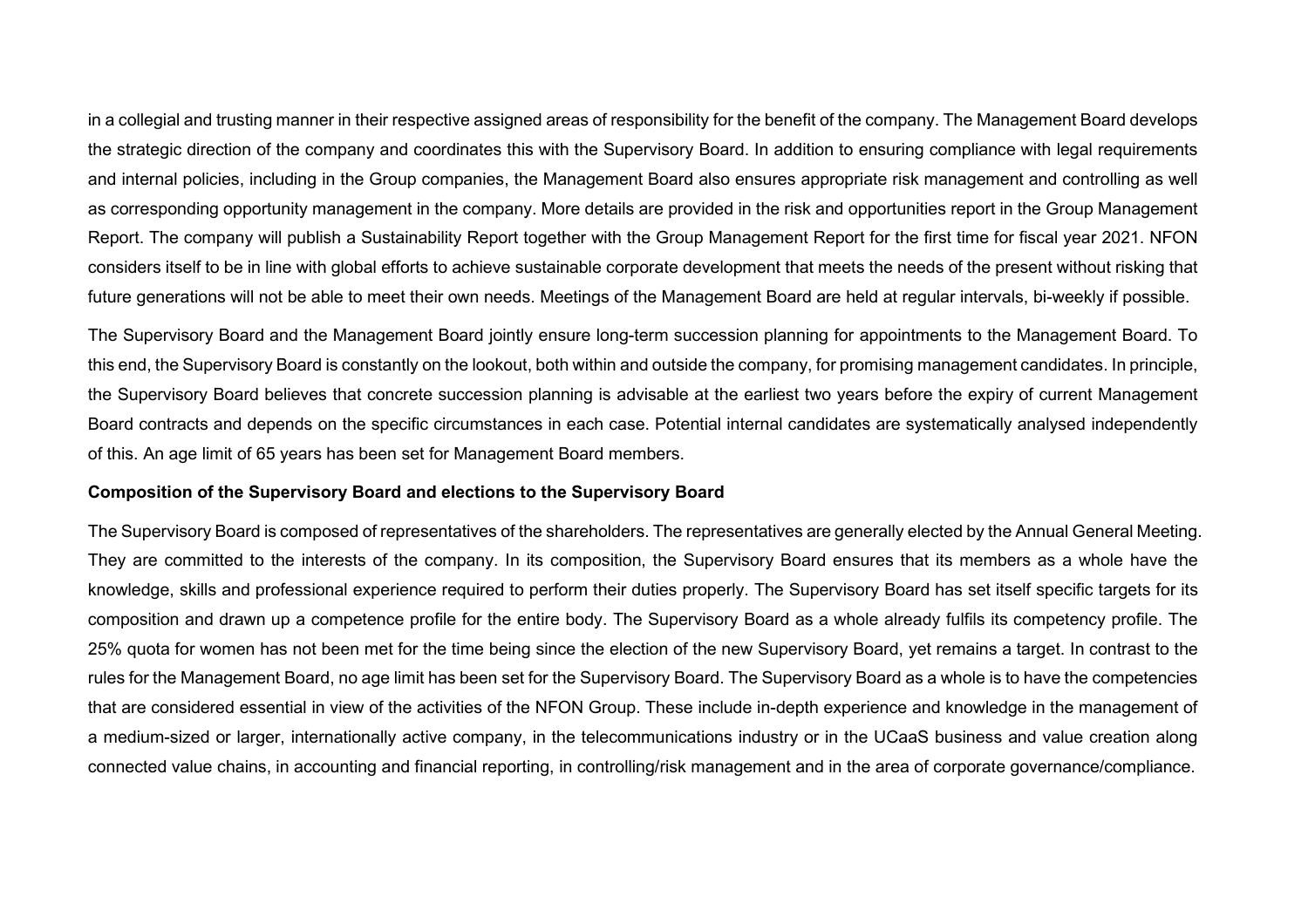in a collegial and trusting manner in their respective assigned areas of responsibility for the benefit of the company. The Management Board develops the strategic direction of the company and coordinates this with the Supervisory Board. In addition to ensuring compliance with legal requirements and internal policies, including in the Group companies, the Management Board also ensures appropriate risk management and controlling as well as corresponding opportunity management in the company. More details are provided in the risk and opportunities report in the Group Management Report. The company will publish a Sustainability Report together with the Group Management Report for the first time for fiscal year 2021. NFON considers itself to be in line with global efforts to achieve sustainable corporate development that meets the needs of the present without risking that future generations will not be able to meet their own needs. Meetings of the Management Board are held at regular intervals, bi-weekly if possible.

The Supervisory Board and the Management Board jointly ensure long-term succession planning for appointments to the Management Board. To this end, the Supervisory Board is constantly on the lookout, both within and outside the company, for promising management candidates. In principle, the Supervisory Board believes that concrete succession planning is advisable at the earliest two years before the expiry of current Management Board contracts and depends on the specific circumstances in each case. Potential internal candidates are systematically analysed independently of this. An age limit of 65 years has been set for Management Board members.

**Composition of the Supervisory Board and elections to the Supervisory Board**

The Supervisory Board is composed of representatives of the shareholders. The representatives are generally elected by the Annual General Meeting. They are committed to the interests of the company. In its composition, the Supervisory Board ensures that its members as a whole have the knowledge, skills and professional experience required to perform their duties properly. The Supervisory Board has set itself specific targets for its composition and drawn up a competence profile for the entire body. The Supervisory Board as a whole already fulfils its competency profile. The 25% quota for women has not been met for the time being since the election of the new Supervisory Board, yet remains a target. In contrast to the rules for the Management Board, no age limit has been set for the Supervisory Board. The Supervisory Board as a whole is to have the competencies that are considered essential in view of the activities of the NFON Group. These include in-depth experience and knowledge in the management of a medium-sized or larger, internationally active company, in the telecommunications industry or in the UCaaS business and value creation along connected value chains, in accounting and financial reporting, in controlling/risk management and in the area of corporate governance/compliance.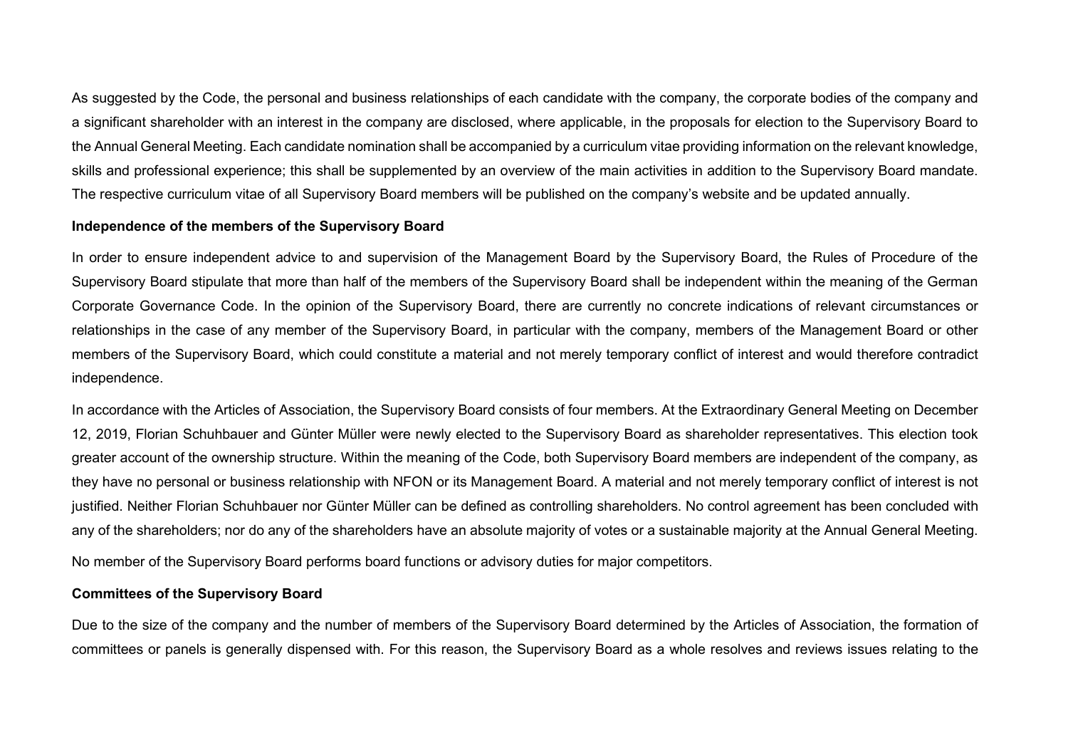As suggested by the Code, the personal and business relationships of each candidate with the company, the corporate bodies of the company and a significant shareholder with an interest in the company are disclosed, where applicable, in the proposals for election to the Supervisory Board to the Annual General Meeting. Each candidate nomination shall be accompanied by a curriculum vitae providing information on the relevant knowledge, skills and professional experience; this shall be supplemented by an overview of the main activities in addition to the Supervisory Board mandate. The respective curriculum vitae of all Supervisory Board members will be published on the company's website and be updated annually.

**Independence of the members of the Supervisory Board**

In order to ensure independent advice to and supervision of the Management Board by the Supervisory Board, the Rules of Procedure of the Supervisory Board stipulate that more than half of the members of the Supervisory Board shall be independent within the meaning of the German Corporate Governance Code. In the opinion of the Supervisory Board, there are currently no concrete indications of relevant circumstances or relationships in the case of any member of the Supervisory Board, in particular with the company, members of the Management Board or other members of the Supervisory Board, which could constitute a material and not merely temporary conflict of interest and would therefore contradict independence.

In accordance with the Articles of Association, the Supervisory Board consists of four members. At the Extraordinary General Meeting on December 12, 2019, Florian Schuhbauer and Günter Müller were newly elected to the Supervisory Board as shareholder representatives. This election took greater account of the ownership structure. Within the meaning of the Code, both Supervisory Board members are independent of the company, as they have no personal or business relationship with NFON or its Management Board. A material and not merely temporary conflict of interest is not justified. Neither Florian Schuhbauer nor Günter Müller can be defined as controlling shareholders. No control agreement has been concluded with any of the shareholders; nor do any of the shareholders have an absolute majority of votes or a sustainable majority at the Annual General Meeting.

No member of the Supervisory Board performs board functions or advisory duties for major competitors.

**Committees of the Supervisory Board**

Due to the size of the company and the number of members of the Supervisory Board determined by the Articles of Association, the formation of committees or panels is generally dispensed with. For this reason, the Supervisory Board as a whole resolves and reviews issues relating to the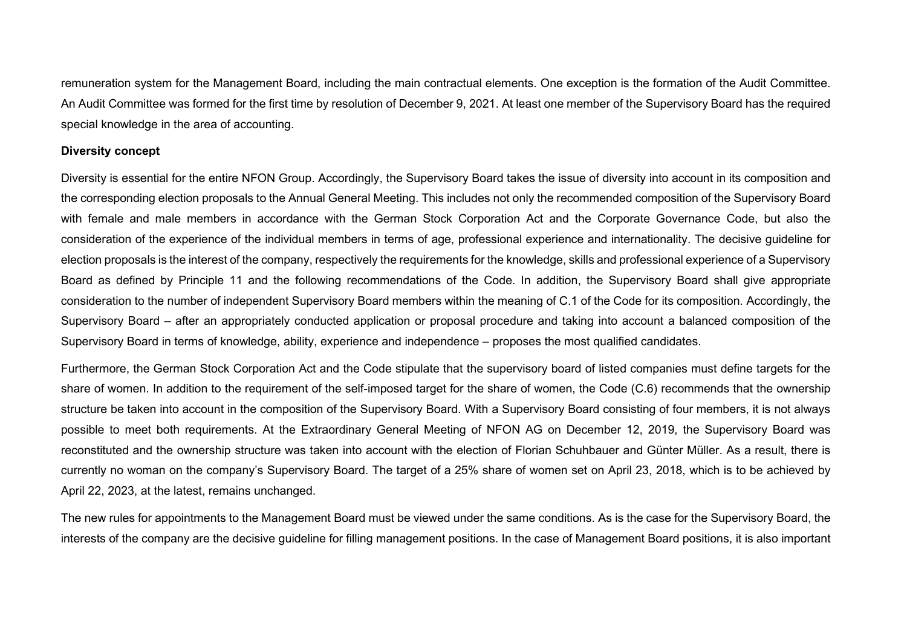remuneration system for the Management Board, including the main contractual elements. One exception is the formation of the Audit Committee. An Audit Committee was formed for the first time by resolution of December 9, 2021. At least one member of the Supervisory Board has the required special knowledge in the area of accounting.

**Diversity concept**

Diversity is essential for the entire NFON Group. Accordingly, the Supervisory Board takes the issue of diversity into account in its composition and the corresponding election proposals to the Annual General Meeting. This includes not only the recommended composition of the Supervisory Board with female and male members in accordance with the German Stock Corporation Act and the Corporate Governance Code, but also the consideration of the experience of the individual members in terms of age, professional experience and internationality. The decisive guideline for election proposals is the interest of the company, respectively the requirements for the knowledge, skills and professional experience of a Supervisory Board as defined by Principle 11 and the following recommendations of the Code. In addition, the Supervisory Board shall give appropriate consideration to the number of independent Supervisory Board members within the meaning of C.1 of the Code for its composition. Accordingly, the Supervisory Board – after an appropriately conducted application or proposal procedure and taking into account a balanced composition of the Supervisory Board in terms of knowledge, ability, experience and independence – proposes the most qualified candidates.

Furthermore, the German Stock Corporation Act and the Code stipulate that the supervisory board of listed companies must define targets for the share of women. In addition to the requirement of the self-imposed target for the share of women, the Code (C.6) recommends that the ownership structure be taken into account in the composition of the Supervisory Board. With a Supervisory Board consisting of four members, it is not always possible to meet both requirements. At the Extraordinary General Meeting of NFON AG on December 12, 2019, the Supervisory Board was reconstituted and the ownership structure was taken into account with the election of Florian Schuhbauer and Günter Müller. As a result, there is currently no woman on the company's Supervisory Board. The target of a 25% share of women set on April 23, 2018, which is to be achieved by April 22, 2023, at the latest, remains unchanged.

The new rules for appointments to the Management Board must be viewed under the same conditions. As is the case for the Supervisory Board, the interests of the company are the decisive guideline for filling management positions. In the case of Management Board positions, it is also important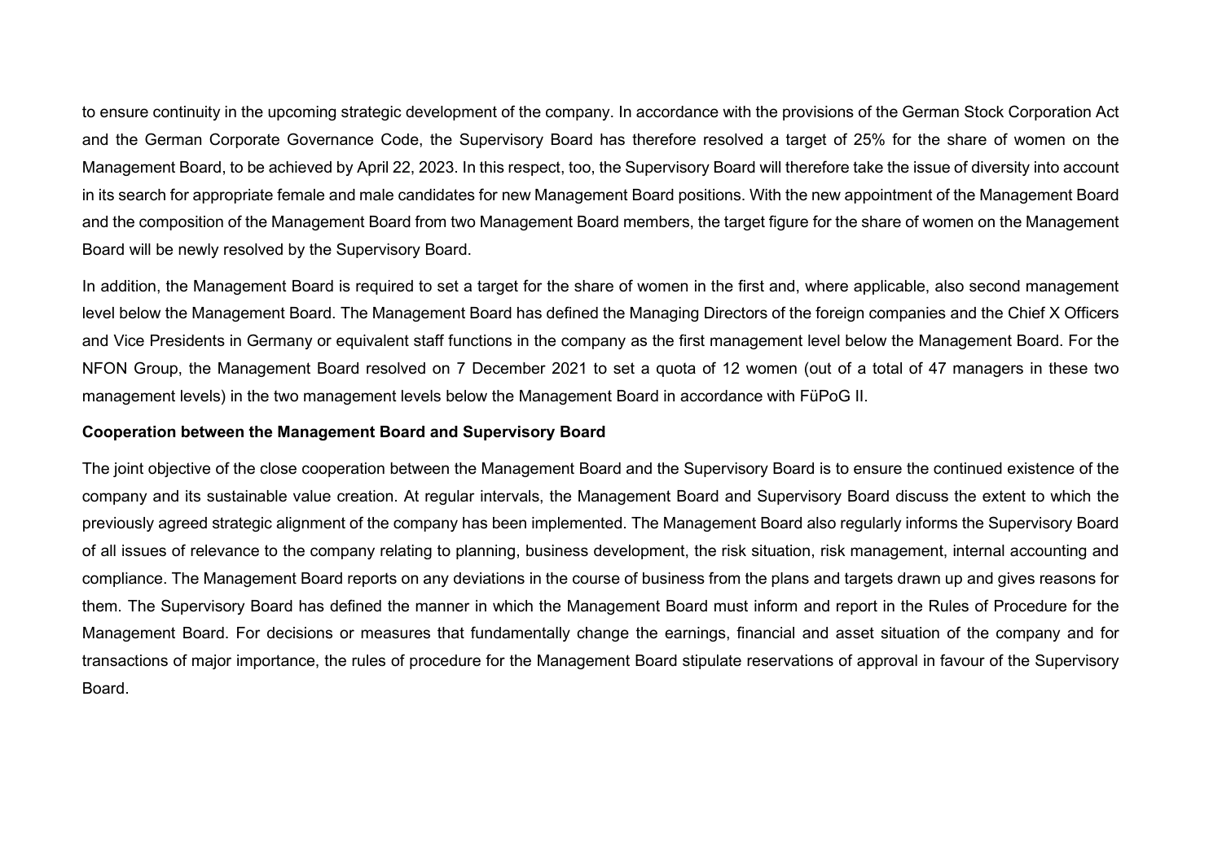to ensure continuity in the upcoming strategic development of the company. In accordance with the provisions of the German Stock Corporation Act and the German Corporate Governance Code, the Supervisory Board has therefore resolved a target of 25% for the share of women on the Management Board, to be achieved by April 22, 2023. In this respect, too, the Supervisory Board will therefore take the issue of diversity into account in its search for appropriate female and male candidates for new Management Board positions. With the new appointment of the Management Board and the composition of the Management Board from two Management Board members, the target figure for the share of women on the Management Board will be newly resolved by the Supervisory Board.

In addition, the Management Board is required to set a target for the share of women in the first and, where applicable, also second management level below the Management Board. The Management Board has defined the Managing Directors of the foreign companies and the Chief X Officers and Vice Presidents in Germany or equivalent staff functions in the company as the first management level below the Management Board. For the NFON Group, the Management Board resolved on 7 December 2021 to set a quota of 12 women (out of a total of 47 managers in these two management levels) in the two management levels below the Management Board in accordance with FüPoG II.

**Cooperation between the Management Board and Supervisory Board**

The joint objective of the close cooperation between the Management Board and the Supervisory Board is to ensure the continued existence of the company and its sustainable value creation. At regular intervals, the Management Board and Supervisory Board discuss the extent to which the previously agreed strategic alignment of the company has been implemented. The Management Board also regularly informs the Supervisory Board of all issues of relevance to the company relating to planning, business development, the risk situation, risk management, internal accounting and compliance. The Management Board reports on any deviations in the course of business from the plans and targets drawn up and gives reasons for them. The Supervisory Board has defined the manner in which the Management Board must inform and report in the Rules of Procedure for the Management Board. For decisions or measures that fundamentally change the earnings, financial and asset situation of the company and for transactions of major importance, the rules of procedure for the Management Board stipulate reservations of approval in favour of the Supervisory Board.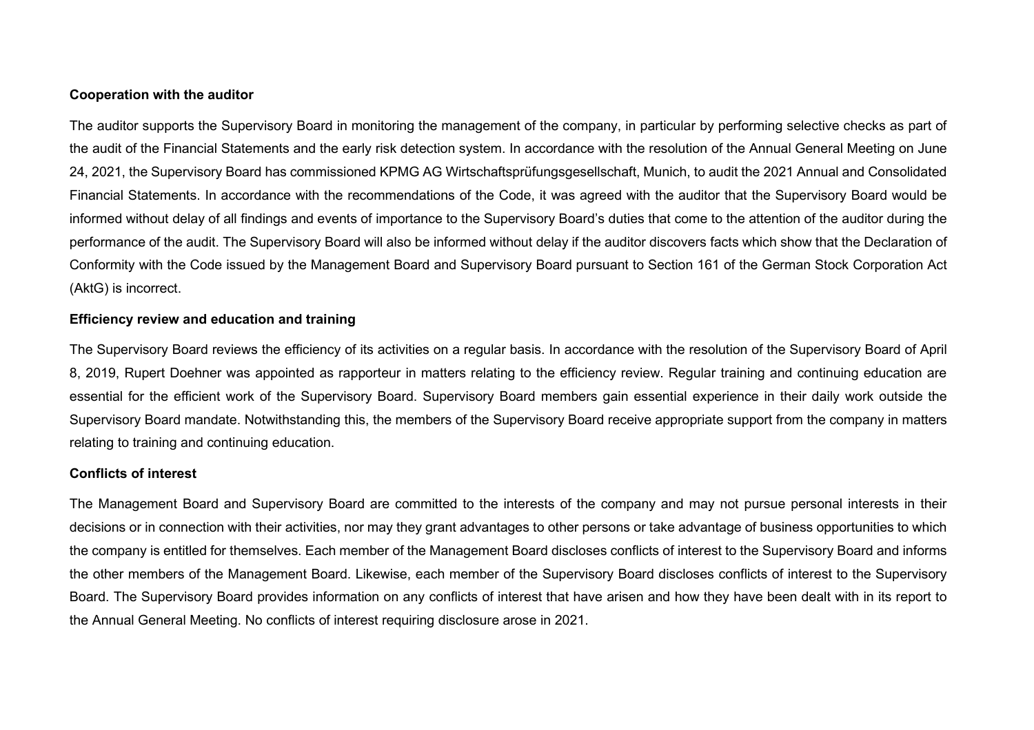**Cooperation with the auditor**

The auditor supports the Supervisory Board in monitoring the management of the company, in particular by performing selective checks as part of the audit of the Financial Statements and the early risk detection system. In accordance with the resolution of the Annual General Meeting on June 24, 2021, the Supervisory Board has commissioned KPMG AG Wirtschaftsprüfungsgesellschaft, Munich, to audit the 2021 Annual and Consolidated Financial Statements. In accordance with the recommendations of the Code, it was agreed with the auditor that the Supervisory Board would be informed without delay of all findings and events of importance to the Supervisory Board's duties that come to the attention of the auditor during the performance of the audit. The Supervisory Board will also be informed without delay if the auditor discovers facts which show that the Declaration of Conformity with the Code issued by the Management Board and Supervisory Board pursuant to Section 161 of the German Stock Corporation Act (AktG) is incorrect.

**Efficiency review and education and training**

The Supervisory Board reviews the efficiency of its activities on a regular basis. In accordance with the resolution of the Supervisory Board of April 8, 2019, Rupert Doehner was appointed as rapporteur in matters relating to the efficiency review. Regular training and continuing education are essential for the efficient work of the Supervisory Board. Supervisory Board members gain essential experience in their daily work outside the Supervisory Board mandate. Notwithstanding this, the members of the Supervisory Board receive appropriate support from the company in matters relating to training and continuing education.

**Conflicts of interest**

The Management Board and Supervisory Board are committed to the interests of the company and may not pursue personal interests in their decisions or in connection with their activities, nor may they grant advantages to other persons or take advantage of business opportunities to which the company is entitled for themselves. Each member of the Management Board discloses conflicts of interest to the Supervisory Board and informs the other members of the Management Board. Likewise, each member of the Supervisory Board discloses conflicts of interest to the Supervisory Board. The Supervisory Board provides information on any conflicts of interest that have arisen and how they have been dealt with in its report to the Annual General Meeting. No conflicts of interest requiring disclosure arose in 2021.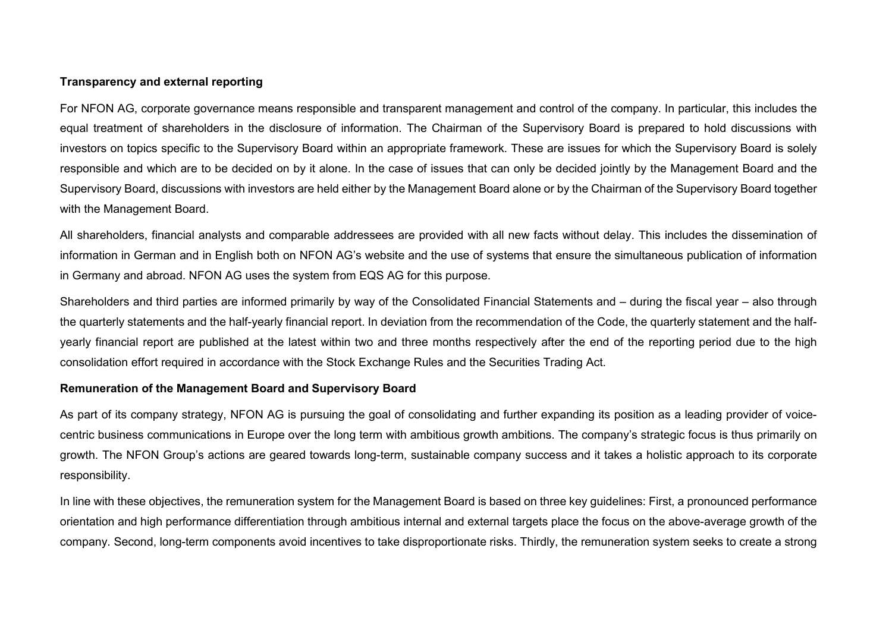**Transparency and external reporting**

For NFON AG, corporate governance means responsible and transparent management and control of the company. In particular, this includes the equal treatment of shareholders in the disclosure of information. The Chairman of the Supervisory Board is prepared to hold discussions with investors on topics specific to the Supervisory Board within an appropriate framework. These are issues for which the Supervisory Board is solely responsible and which are to be decided on by it alone. In the case of issues that can only be decided jointly by the Management Board and the Supervisory Board, discussions with investors are held either by the Management Board alone or by the Chairman of the Supervisory Board together with the Management Board.

All shareholders, financial analysts and comparable addressees are provided with all new facts without delay. This includes the dissemination of information in German and in English both on NFON AG's website and the use of systems that ensure the simultaneous publication of information in Germany and abroad. NFON AG uses the system from EQS AG for this purpose.

Shareholders and third parties are informed primarily by way of the Consolidated Financial Statements and – during the fiscal year – also through the quarterly statements and the half-yearly financial report. In deviation from the recommendation of the Code, the quarterly statement and the half-yearly financial report are published at the latest within two and three months respectively after the end of the reporting period due to the high consolidation effort required in accordance with the Stock Exchange Rules and the Securities Trading Act.

**Remuneration of the Management Board and Supervisory Board**

As part of its company strategy, NFON AG is pursuing the goal of consolidating and further expanding its position as a leading provider of voice-centric business communications in Europe over the long term with ambitious growth ambitions. The company's strategic focus is thus primarily on growth. The NFON Group's actions are geared towards long-term, sustainable company success and it takes a holistic approach to its corporate responsibility.

In line with these objectives, the remuneration system for the Management Board is based on three key guidelines: First, a pronounced performance orientation and high performance differentiation through ambitious internal and external targets place the focus on the above-average growth of the company. Second, long-term components avoid incentives to take disproportionate risks. Thirdly, the remuneration system seeks to create a strong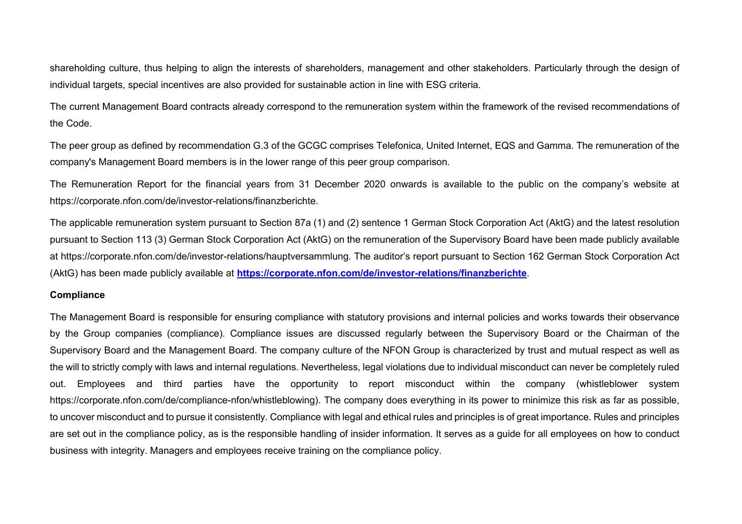shareholding culture, thus helping to align the interests of shareholders, management and other stakeholders. Particularly through the design of individual targets, special incentives are also provided for sustainable action in line with ESG criteria.

The current Management Board contracts already correspond to the remuneration system within the framework of the revised recommendations of the Code.

The peer group as defined by recommendation G.3 of the GCGC comprises Telefonica, United Internet, EQS and Gamma. The remuneration of the company's Management Board members is in the lower range of this peer group comparison.

The Remuneration Report for the financial years from 31 December 2020 onwards is available to the public on the company's website at https://corporate.nfon.com/de/investor-relations/finanzberichte.

The applicable remuneration system pursuant to Section 87a (1) and (2) sentence 1 German Stock Corporation Act (AktG) and the latest resolution pursuant to Section 113 (3) German Stock Corporation Act (AktG) on the remuneration of the Supervisory Board have been made publicly available at https://corporate.nfon.com/de/investor-relations/hauptversammlung. The auditor's report pursuant to Section 162 German Stock Corporation Act (AktG) has been made publicly available at **https://corporate.nfon.com/de/investor-relations/finanzberichte**.

**Compliance**

The Management Board is responsible for ensuring compliance with statutory provisions and internal policies and works towards their observance by the Group companies (compliance). Compliance issues are discussed regularly between the Supervisory Board or the Chairman of the Supervisory Board and the Management Board. The company culture of the NFON Group is characterized by trust and mutual respect as well as the will to strictly comply with laws and internal regulations. Nevertheless, legal violations due to individual misconduct can never be completely ruled out. Employees and third parties have the opportunity to report misconduct within the company (whistleblower system https://corporate.nfon.com/de/compliance-nfon/whistleblowing). The company does everything in its power to minimize this risk as far as possible, to uncover misconduct and to pursue it consistently. Compliance with legal and ethical rules and principles is of great importance. Rules and principles are set out in the compliance policy, as is the responsible handling of insider information. It serves as a guide for all employees on how to conduct business with integrity. Managers and employees receive training on the compliance policy.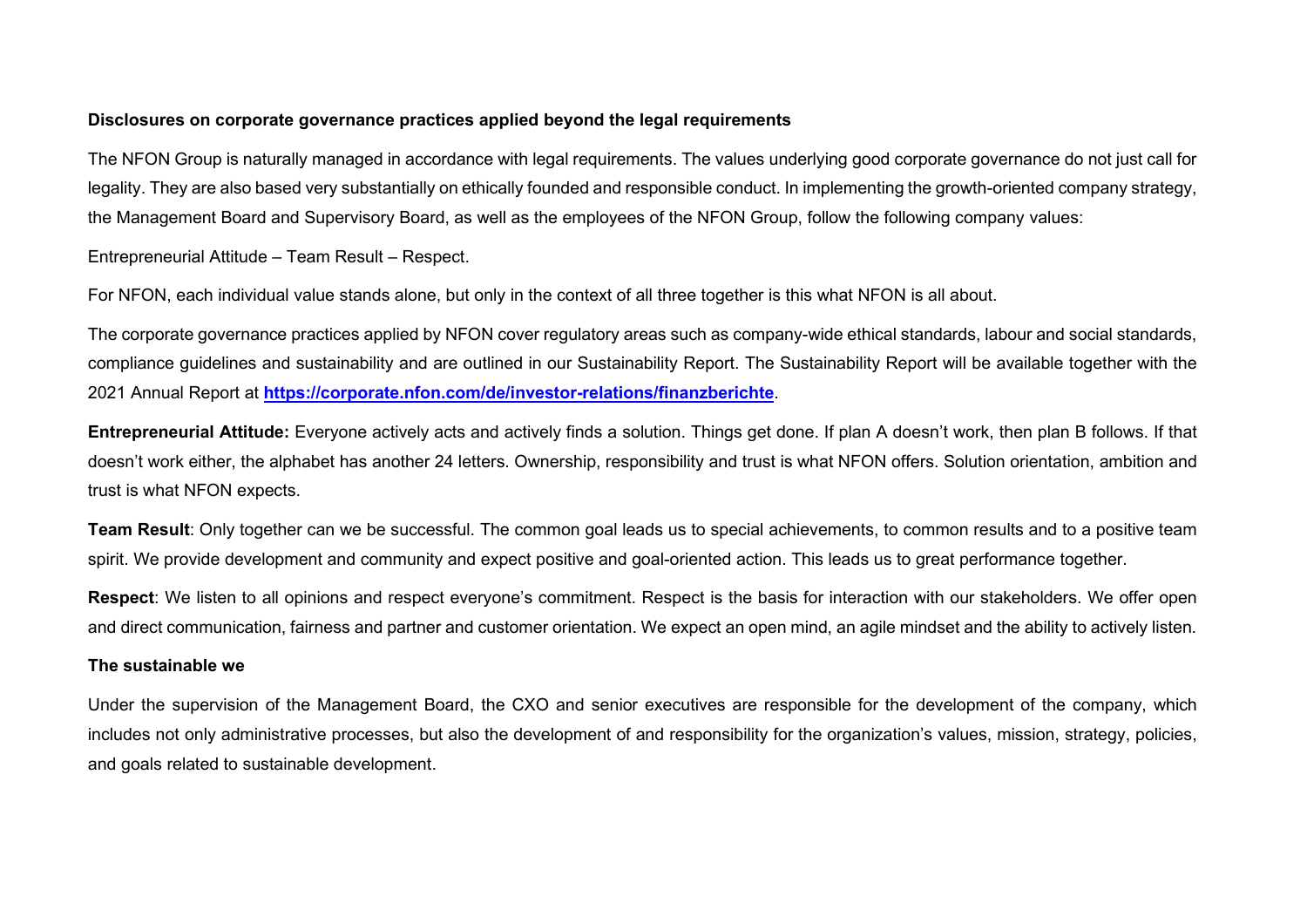**Disclosures on corporate governance practices applied beyond the legal requirements**

The NFON Group is naturally managed in accordance with legal requirements. The values underlying good corporate governance do not just call for legality. They are also based very substantially on ethically founded and responsible conduct. In implementing the growth-oriented company strategy, the Management Board and Supervisory Board, as well as the employees of the NFON Group, follow the following company values:

Entrepreneurial Attitude – Team Result – Respect.

For NFON, each individual value stands alone, but only in the context of all three together is this what NFON is all about.

The corporate governance practices applied by NFON cover regulatory areas such as company-wide ethical standards, labour and social standards, compliance guidelines and sustainability and are outlined in our Sustainability Report. The Sustainability Report will be available together with the 2021 Annual Report at **https://corporate.nfon.com/de/investor-relations/finanzberichte**.

**Entrepreneurial Attitude:** Everyone actively acts and actively finds a solution. Things get done. If plan A doesn't work, then plan B follows. If that doesn't work either, the alphabet has another 24 letters. Ownership, responsibility and trust is what NFON offers. Solution orientation, ambition and trust is what NFON expects.

**Team Result**: Only together can we be successful. The common goal leads us to special achievements, to common results and to a positive team spirit. We provide development and community and expect positive and goal-oriented action. This leads us to great performance together.

**Respect**: We listen to all opinions and respect everyone's commitment. Respect is the basis for interaction with our stakeholders. We offer open and direct communication, fairness and partner and customer orientation. We expect an open mind, an agile mindset and the ability to actively listen.

**The sustainable we**

Under the supervision of the Management Board, the CXO and senior executives are responsible for the development of the company, which includes not only administrative processes, but also the development of and responsibility for the organization's values, mission, strategy, policies, and goals related to sustainable development.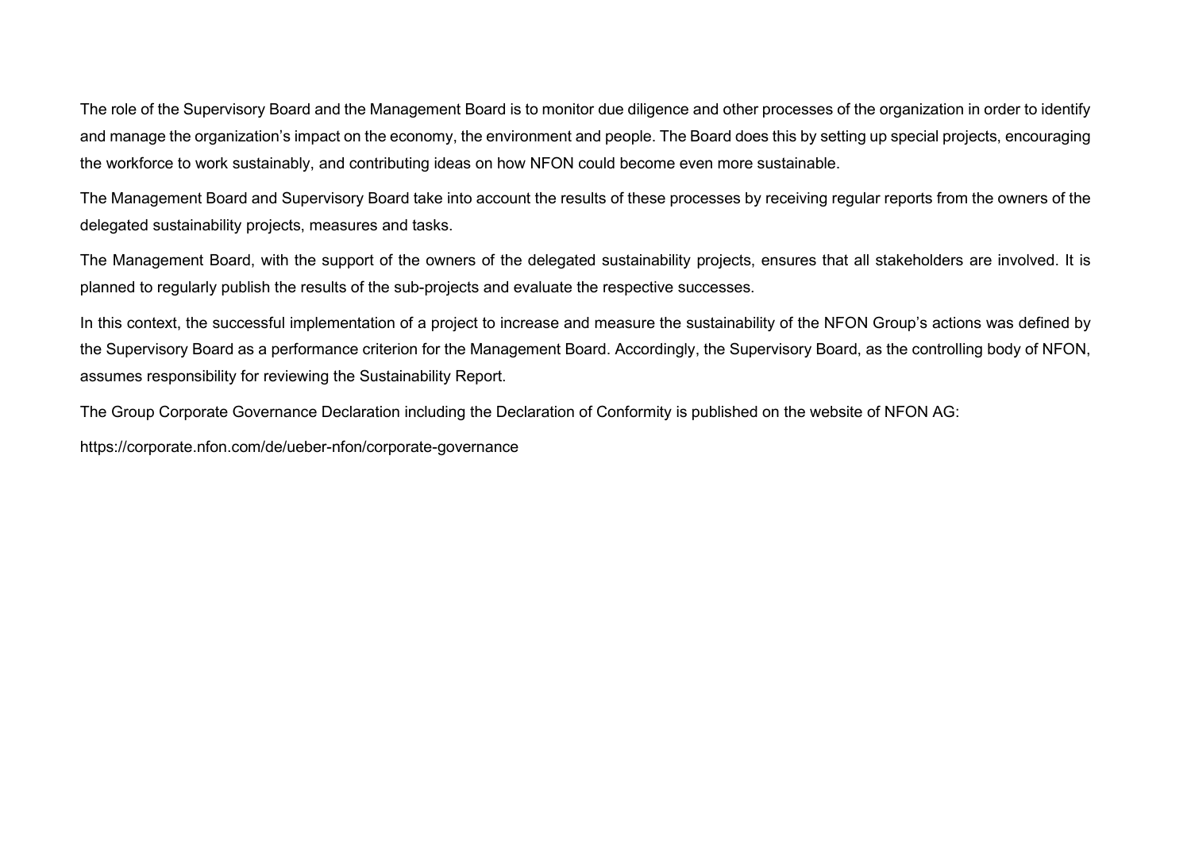The role of the Supervisory Board and the Management Board is to monitor due diligence and other processes of the organization in order to identify and manage the organization's impact on the economy, the environment and people. The Board does this by setting up special projects, encouraging the workforce to work sustainably, and contributing ideas on how NFON could become even more sustainable.

The Management Board and Supervisory Board take into account the results of these processes by receiving regular reports from the owners of the delegated sustainability projects, measures and tasks.

The Management Board, with the support of the owners of the delegated sustainability projects, ensures that all stakeholders are involved. It is planned to regularly publish the results of the sub-projects and evaluate the respective successes.

In this context, the successful implementation of a project to increase and measure the sustainability of the NFON Group's actions was defined by the Supervisory Board as a performance criterion for the Management Board. Accordingly, the Supervisory Board, as the controlling body of NFON, assumes responsibility for reviewing the Sustainability Report.

The Group Corporate Governance Declaration including the Declaration of Conformity is published on the website of NFON AG:

https://corporate.nfon.com/de/ueber-nfon/corporate-governance